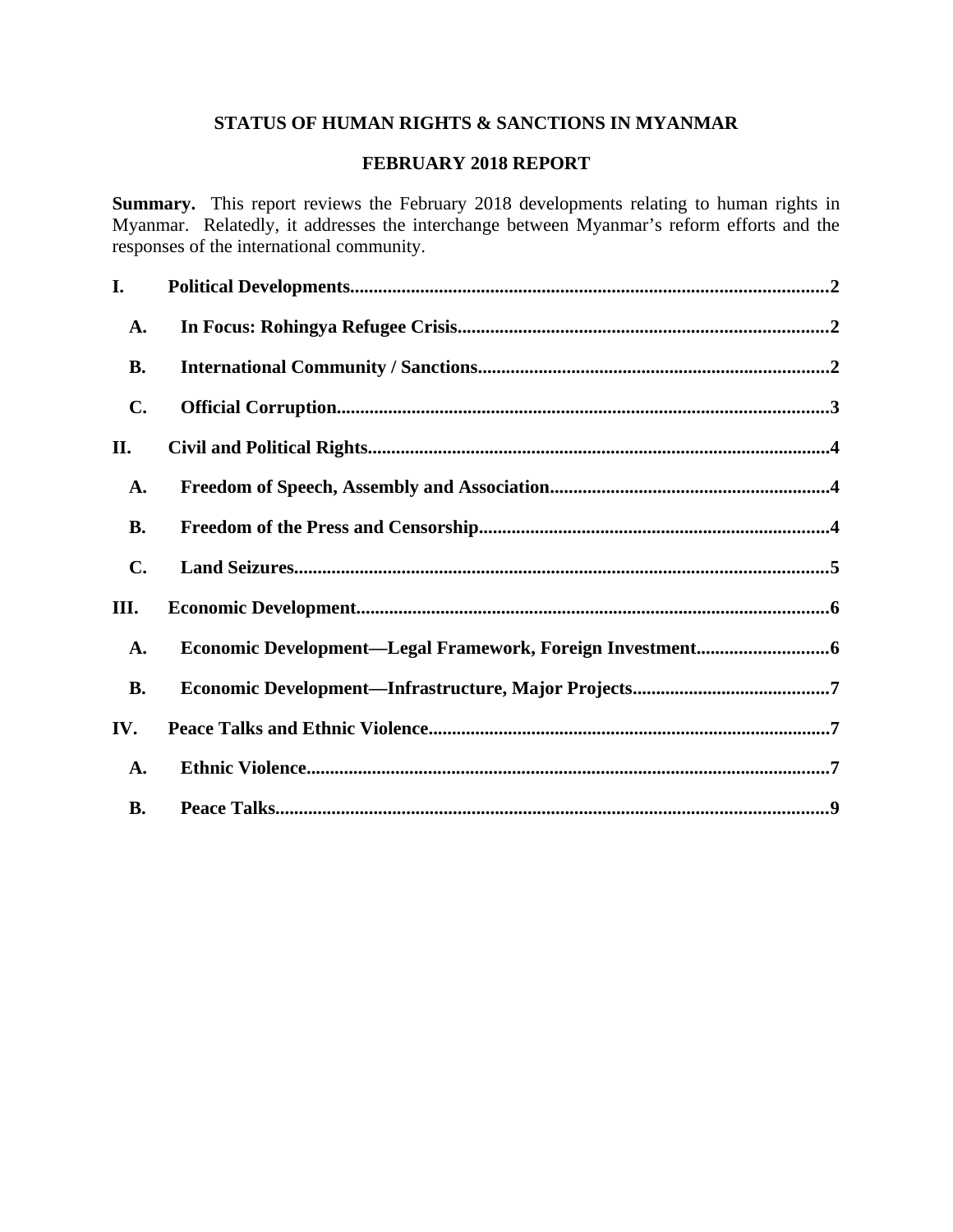# STATUS OF HUMAN RIGHTS & SANCTIONS IN MYANMAR

## FEBRUARY 2018 REPORT

**Summary.** This report reviews the February 2018 developments relating to human rights in Myanmar. Relatedly, it addresses the interchange between Myanmar's reform efforts and the responses of the international community.

**I. Political Developments....................................................................................................2**

- **A. In Focus: Rohingya Refugee Crisis...............................................................................2**
- **B. International Community / Sanctions..........................................................................2**
- **C. Official Corruption.........................................................................................................3**

**II. Civil and Political Rights..................................................................................................4**

- **A. Freedom of Speech, Assembly and Association...........................................................4**
- **B. Freedom of the Press and Censorship..........................................................................4**
- **C. Land Seizures..................................................................................................................5**

**III. Economic Development....................................................................................................6**

- **A. Economic Development—Legal Framework, Foreign Investment............................6**
- **B. Economic Development—Infrastructure, Major Projects..........................................7**

**IV. Peace Talks and Ethnic Violence.....................................................................................7**

- **A. Ethnic Violence...............................................................................................................7**
- **B. Peace Talks.....................................................................................................................9**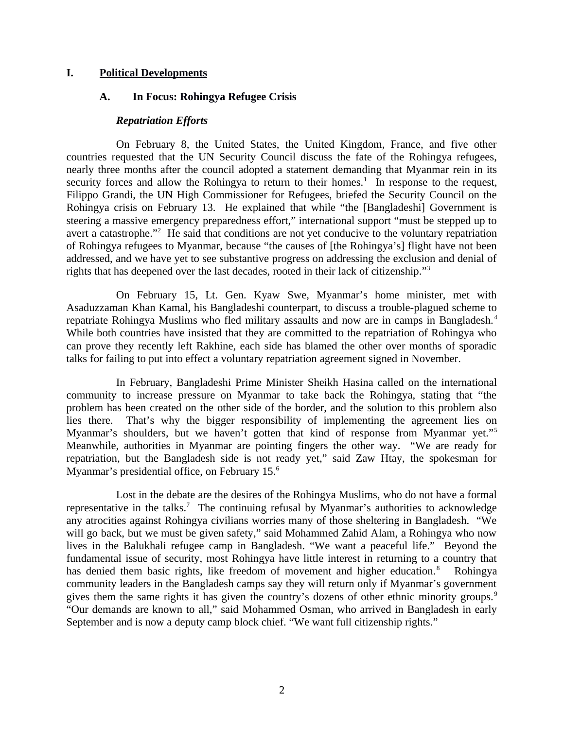## I. Political Developments

### A. In Focus: Rohingya Refugee Crisis

#### *Repatriation Efforts*

On February 8, the United States, the United Kingdom, France, and five other countries requested that the UN Security Council discuss the fate of the Rohingya refugees, nearly three months after the council adopted a statement demanding that Myanmar rein in its security forces and allow the Rohingya to return to their homes.[1] In response to the request, Filippo Grandi, the UN High Commissioner for Refugees, briefed the Security Council on the Rohingya crisis on February 13. He explained that while "the [Bangladeshi] Government is steering a massive emergency preparedness effort," international support "must be stepped up to avert a catastrophe."[2] He said that conditions are not yet conducive to the voluntary repatriation of Rohingya refugees to Myanmar, because "the causes of [the Rohingya's] flight have not been addressed, and we have yet to see substantive progress on addressing the exclusion and denial of rights that has deepened over the last decades, rooted in their lack of citizenship."[3]

On February 15, Lt. Gen. Kyaw Swe, Myanmar's home minister, met with Asaduzzaman Khan Kamal, his Bangladeshi counterpart, to discuss a trouble-plagued scheme to repatriate Rohingya Muslims who fled military assaults and now are in camps in Bangladesh.[4] While both countries have insisted that they are committed to the repatriation of Rohingya who can prove they recently left Rakhine, each side has blamed the other over months of sporadic talks for failing to put into effect a voluntary repatriation agreement signed in November.

In February, Bangladeshi Prime Minister Sheikh Hasina called on the international community to increase pressure on Myanmar to take back the Rohingya, stating that "the problem has been created on the other side of the border, and the solution to this problem also lies there. That's why the bigger responsibility of implementing the agreement lies on Myanmar's shoulders, but we haven't gotten that kind of response from Myanmar yet."[5] Meanwhile, authorities in Myanmar are pointing fingers the other way. "We are ready for repatriation, but the Bangladesh side is not ready yet," said Zaw Htay, the spokesman for Myanmar's presidential office, on February 15.[6]

Lost in the debate are the desires of the Rohingya Muslims, who do not have a formal representative in the talks.[7] The continuing refusal by Myanmar's authorities to acknowledge any atrocities against Rohingya civilians worries many of those sheltering in Bangladesh. "We will go back, but we must be given safety," said Mohammed Zahid Alam, a Rohingya who now lives in the Balukhali refugee camp in Bangladesh. "We want a peaceful life." Beyond the fundamental issue of security, most Rohingya have little interest in returning to a country that has denied them basic rights, like freedom of movement and higher education.[8] Rohingya community leaders in the Bangladesh camps say they will return only if Myanmar's government gives them the same rights it has given the country's dozens of other ethnic minority groups.[9] "Our demands are known to all," said Mohammed Osman, who arrived in Bangladesh in early September and is now a deputy camp block chief. "We want full citizenship rights."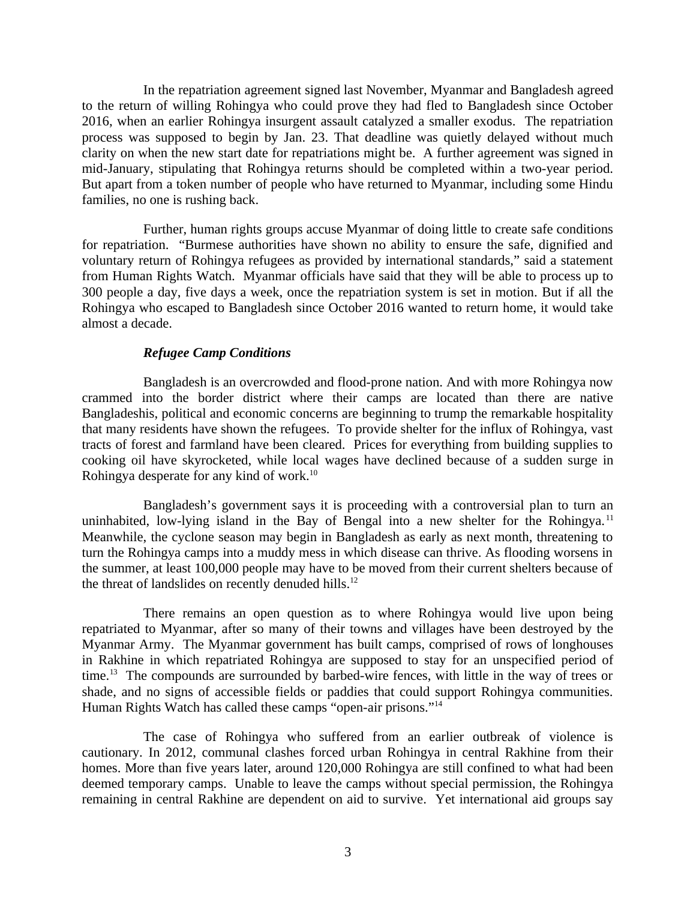In the repatriation agreement signed last November, Myanmar and Bangladesh agreed to the return of willing Rohingya who could prove they had fled to Bangladesh since October 2016, when an earlier Rohingya insurgent assault catalyzed a smaller exodus. The repatriation process was supposed to begin by Jan. 23. That deadline was quietly delayed without much clarity on when the new start date for repatriations might be. A further agreement was signed in mid-January, stipulating that Rohingya returns should be completed within a two-year period. But apart from a token number of people who have returned to Myanmar, including some Hindu families, no one is rushing back.

Further, human rights groups accuse Myanmar of doing little to create safe conditions for repatriation. "Burmese authorities have shown no ability to ensure the safe, dignified and voluntary return of Rohingya refugees as provided by international standards," said a statement from Human Rights Watch. Myanmar officials have said that they will be able to process up to 300 people a day, five days a week, once the repatriation system is set in motion. But if all the Rohingya who escaped to Bangladesh since October 2016 wanted to return home, it would take almost a decade.

### *Refugee Camp Conditions*

Bangladesh is an overcrowded and flood-prone nation. And with more Rohingya now crammed into the border district where their camps are located than there are native Bangladeshis, political and economic concerns are beginning to trump the remarkable hospitality that many residents have shown the refugees. To provide shelter for the influx of Rohingya, vast tracts of forest and farmland have been cleared. Prices for everything from building supplies to cooking oil have skyrocketed, while local wages have declined because of a sudden surge in Rohingya desperate for any kind of work.[10]

Bangladesh's government says it is proceeding with a controversial plan to turn an uninhabited, low-lying island in the Bay of Bengal into a new shelter for the Rohingya.[11] Meanwhile, the cyclone season may begin in Bangladesh as early as next month, threatening to turn the Rohingya camps into a muddy mess in which disease can thrive. As flooding worsens in the summer, at least 100,000 people may have to be moved from their current shelters because of the threat of landslides on recently denuded hills.[12]

There remains an open question as to where Rohingya would live upon being repatriated to Myanmar, after so many of their towns and villages have been destroyed by the Myanmar Army. The Myanmar government has built camps, comprised of rows of longhouses in Rakhine in which repatriated Rohingya are supposed to stay for an unspecified period of time.[13] The compounds are surrounded by barbed-wire fences, with little in the way of trees or shade, and no signs of accessible fields or paddies that could support Rohingya communities. Human Rights Watch has called these camps "open-air prisons."[14]

The case of Rohingya who suffered from an earlier outbreak of violence is cautionary. In 2012, communal clashes forced urban Rohingya in central Rakhine from their homes. More than five years later, around 120,000 Rohingya are still confined to what had been deemed temporary camps. Unable to leave the camps without special permission, the Rohingya remaining in central Rakhine are dependent on aid to survive. Yet international aid groups say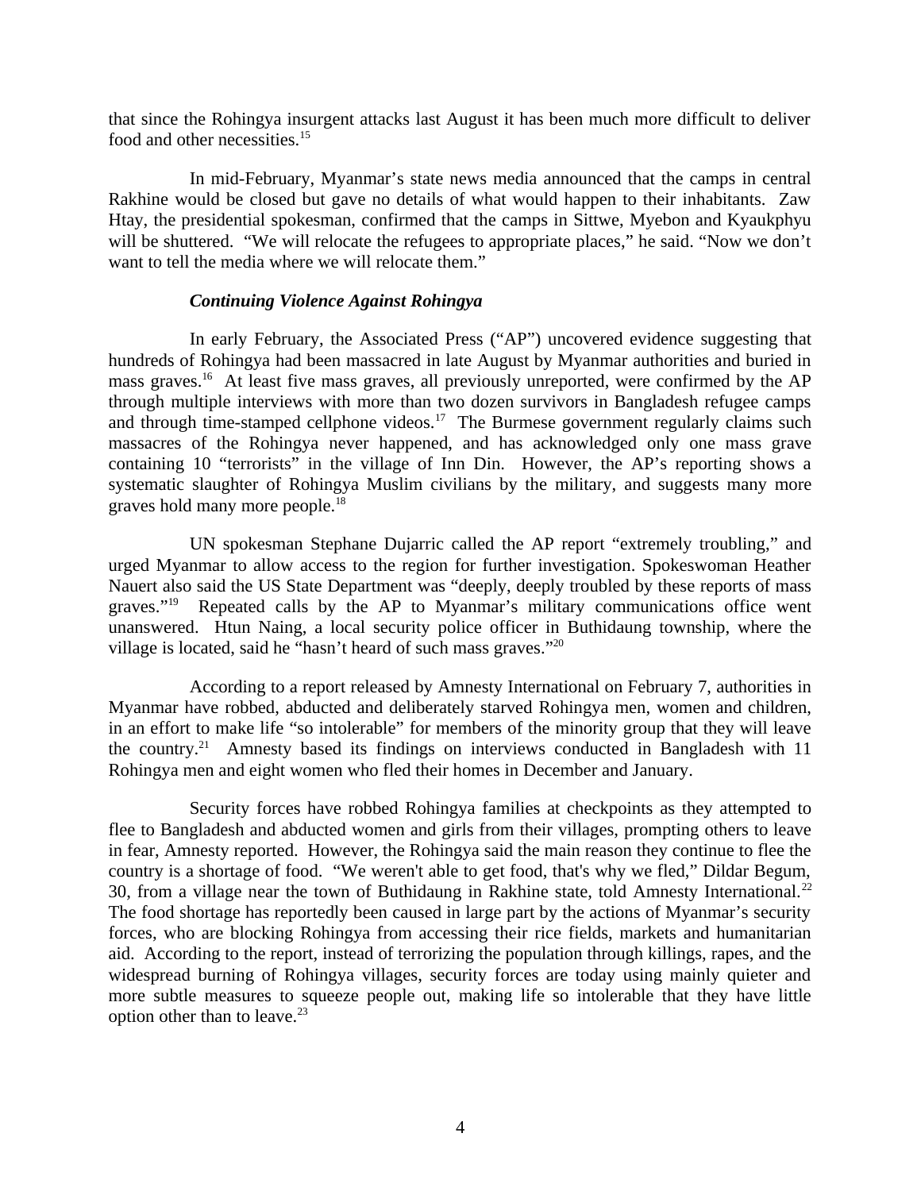that since the Rohingya insurgent attacks last August it has been much more difficult to deliver food and other necessities.[15]

In mid-February, Myanmar's state news media announced that the camps in central Rakhine would be closed but gave no details of what would happen to their inhabitants. Zaw Htay, the presidential spokesman, confirmed that the camps in Sittwe, Myebon and Kyaukphyu will be shuttered. "We will relocate the refugees to appropriate places," he said. "Now we don't want to tell the media where we will relocate them."

### *Continuing Violence Against Rohingya*

In early February, the Associated Press ("AP") uncovered evidence suggesting that hundreds of Rohingya had been massacred in late August by Myanmar authorities and buried in mass graves.[16] At least five mass graves, all previously unreported, were confirmed by the AP through multiple interviews with more than two dozen survivors in Bangladesh refugee camps and through time-stamped cellphone videos.[17] The Burmese government regularly claims such massacres of the Rohingya never happened, and has acknowledged only one mass grave containing 10 "terrorists" in the village of Inn Din. However, the AP's reporting shows a systematic slaughter of Rohingya Muslim civilians by the military, and suggests many more graves hold many more people.[18]

UN spokesman Stephane Dujarric called the AP report "extremely troubling," and urged Myanmar to allow access to the region for further investigation. Spokeswoman Heather Nauert also said the US State Department was "deeply, deeply troubled by these reports of mass graves."[19] Repeated calls by the AP to Myanmar's military communications office went unanswered. Htun Naing, a local security police officer in Buthidaung township, where the village is located, said he "hasn't heard of such mass graves."[20]

According to a report released by Amnesty International on February 7, authorities in Myanmar have robbed, abducted and deliberately starved Rohingya men, women and children, in an effort to make life "so intolerable" for members of the minority group that they will leave the country.[21] Amnesty based its findings on interviews conducted in Bangladesh with 11 Rohingya men and eight women who fled their homes in December and January.

Security forces have robbed Rohingya families at checkpoints as they attempted to flee to Bangladesh and abducted women and girls from their villages, prompting others to leave in fear, Amnesty reported. However, the Rohingya said the main reason they continue to flee the country is a shortage of food. "We weren't able to get food, that's why we fled," Dildar Begum, 30, from a village near the town of Buthidaung in Rakhine state, told Amnesty International.[22] The food shortage has reportedly been caused in large part by the actions of Myanmar's security forces, who are blocking Rohingya from accessing their rice fields, markets and humanitarian aid. According to the report, instead of terrorizing the population through killings, rapes, and the widespread burning of Rohingya villages, security forces are today using mainly quieter and more subtle measures to squeeze people out, making life so intolerable that they have little option other than to leave.[23]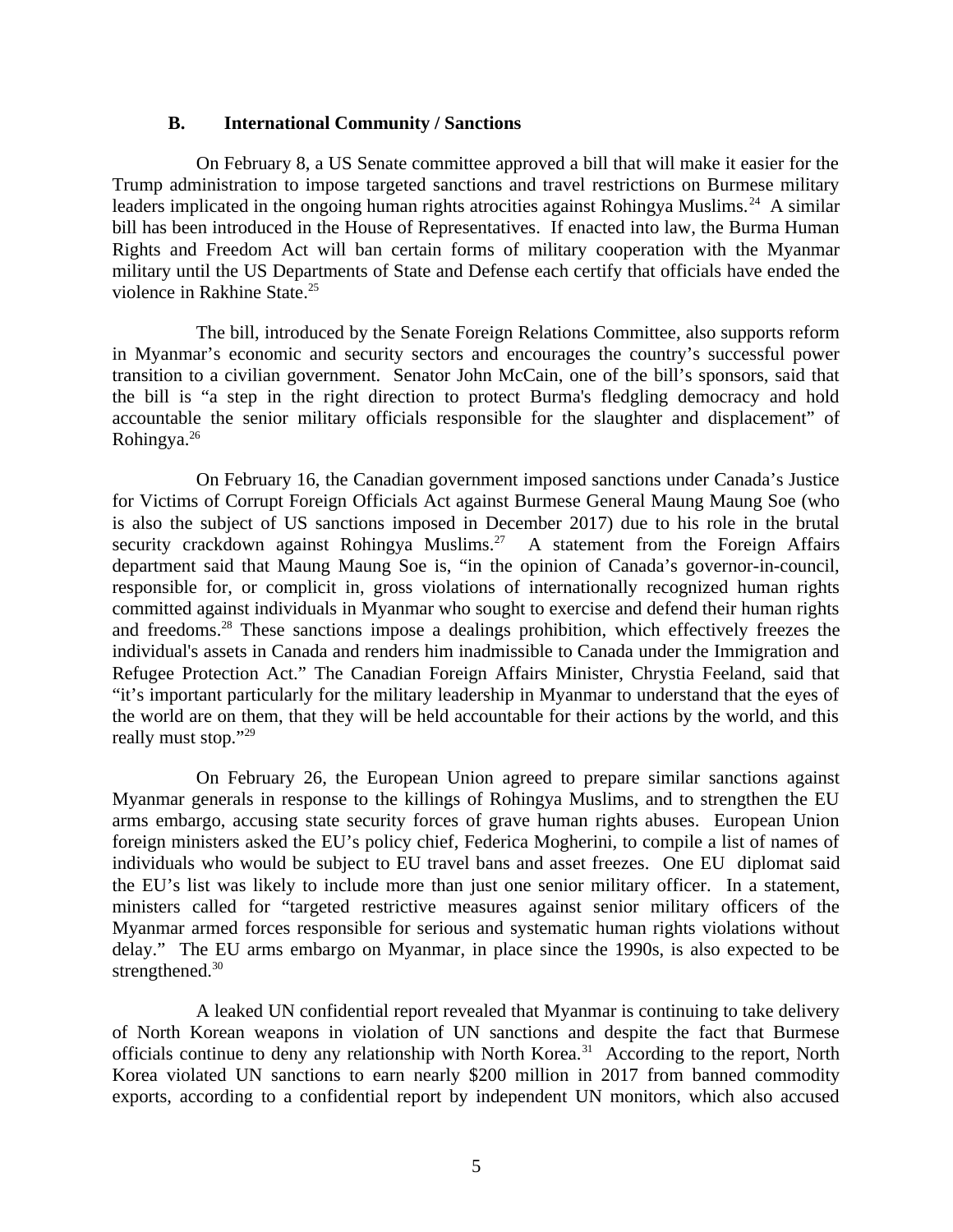### B. International Community / Sanctions

On February 8, a US Senate committee approved a bill that will make it easier for the Trump administration to impose targeted sanctions and travel restrictions on Burmese military leaders implicated in the ongoing human rights atrocities against Rohingya Muslims.[24] A similar bill has been introduced in the House of Representatives. If enacted into law, the Burma Human Rights and Freedom Act will ban certain forms of military cooperation with the Myanmar military until the US Departments of State and Defense each certify that officials have ended the violence in Rakhine State.[25]

The bill, introduced by the Senate Foreign Relations Committee, also supports reform in Myanmar's economic and security sectors and encourages the country's successful power transition to a civilian government. Senator John McCain, one of the bill's sponsors, said that the bill is "a step in the right direction to protect Burma's fledgling democracy and hold accountable the senior military officials responsible for the slaughter and displacement" of Rohingya.[26]

On February 16, the Canadian government imposed sanctions under Canada's Justice for Victims of Corrupt Foreign Officials Act against Burmese General Maung Maung Soe (who is also the subject of US sanctions imposed in December 2017) due to his role in the brutal security crackdown against Rohingya Muslims.[27] A statement from the Foreign Affairs department said that Maung Maung Soe is, "in the opinion of Canada's governor-in-council, responsible for, or complicit in, gross violations of internationally recognized human rights committed against individuals in Myanmar who sought to exercise and defend their human rights and freedoms.[28] These sanctions impose a dealings prohibition, which effectively freezes the individual's assets in Canada and renders him inadmissible to Canada under the Immigration and Refugee Protection Act." The Canadian Foreign Affairs Minister, Chrystia Feeland, said that "it's important particularly for the military leadership in Myanmar to understand that the eyes of the world are on them, that they will be held accountable for their actions by the world, and this really must stop."[29]

On February 26, the European Union agreed to prepare similar sanctions against Myanmar generals in response to the killings of Rohingya Muslims, and to strengthen the EU arms embargo, accusing state security forces of grave human rights abuses. European Union foreign ministers asked the EU's policy chief, Federica Mogherini, to compile a list of names of individuals who would be subject to EU travel bans and asset freezes. One EU diplomat said the EU's list was likely to include more than just one senior military officer. In a statement, ministers called for "targeted restrictive measures against senior military officers of the Myanmar armed forces responsible for serious and systematic human rights violations without delay." The EU arms embargo on Myanmar, in place since the 1990s, is also expected to be strengthened.[30]

A leaked UN confidential report revealed that Myanmar is continuing to take delivery of North Korean weapons in violation of UN sanctions and despite the fact that Burmese officials continue to deny any relationship with North Korea.[31] According to the report, North Korea violated UN sanctions to earn nearly $200 million in 2017 from banned commodity exports, according to a confidential report by independent UN monitors, which also accused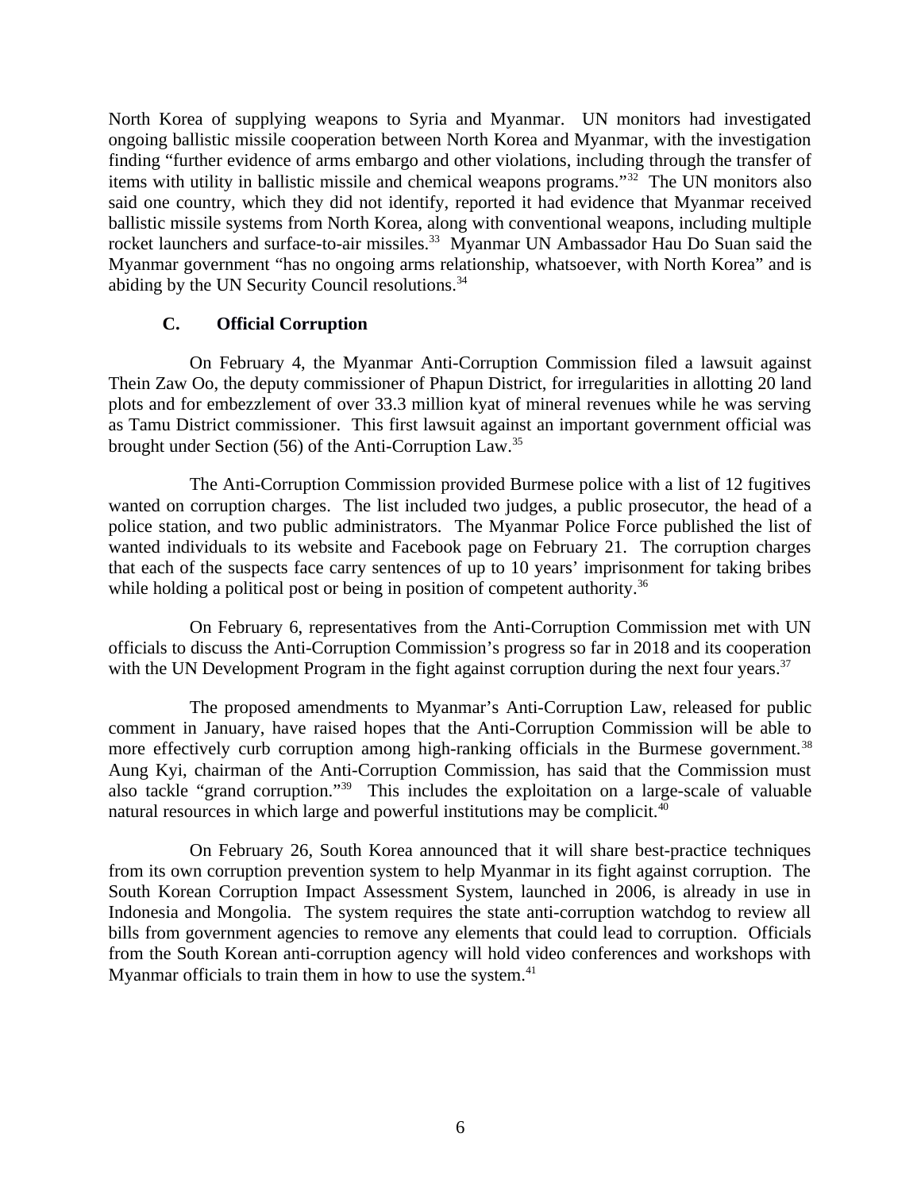North Korea of supplying weapons to Syria and Myanmar. UN monitors had investigated ongoing ballistic missile cooperation between North Korea and Myanmar, with the investigation finding "further evidence of arms embargo and other violations, including through the transfer of items with utility in ballistic missile and chemical weapons programs."[32] The UN monitors also said one country, which they did not identify, reported it had evidence that Myanmar received ballistic missile systems from North Korea, along with conventional weapons, including multiple rocket launchers and surface-to-air missiles.[33] Myanmar UN Ambassador Hau Do Suan said the Myanmar government "has no ongoing arms relationship, whatsoever, with North Korea" and is abiding by the UN Security Council resolutions.[34]

### C. Official Corruption

On February 4, the Myanmar Anti-Corruption Commission filed a lawsuit against Thein Zaw Oo, the deputy commissioner of Phapun District, for irregularities in allotting 20 land plots and for embezzlement of over 33.3 million kyat of mineral revenues while he was serving as Tamu District commissioner. This first lawsuit against an important government official was brought under Section (56) of the Anti-Corruption Law.[35]

The Anti-Corruption Commission provided Burmese police with a list of 12 fugitives wanted on corruption charges. The list included two judges, a public prosecutor, the head of a police station, and two public administrators. The Myanmar Police Force published the list of wanted individuals to its website and Facebook page on February 21. The corruption charges that each of the suspects face carry sentences of up to 10 years' imprisonment for taking bribes while holding a political post or being in position of competent authority.[36]

On February 6, representatives from the Anti-Corruption Commission met with UN officials to discuss the Anti-Corruption Commission's progress so far in 2018 and its cooperation with the UN Development Program in the fight against corruption during the next four years.[37]

The proposed amendments to Myanmar's Anti-Corruption Law, released for public comment in January, have raised hopes that the Anti-Corruption Commission will be able to more effectively curb corruption among high-ranking officials in the Burmese government.[38] Aung Kyi, chairman of the Anti-Corruption Commission, has said that the Commission must also tackle "grand corruption."[39] This includes the exploitation on a large-scale of valuable natural resources in which large and powerful institutions may be complicit.[40]

On February 26, South Korea announced that it will share best-practice techniques from its own corruption prevention system to help Myanmar in its fight against corruption. The South Korean Corruption Impact Assessment System, launched in 2006, is already in use in Indonesia and Mongolia. The system requires the state anti-corruption watchdog to review all bills from government agencies to remove any elements that could lead to corruption. Officials from the South Korean anti-corruption agency will hold video conferences and workshops with Myanmar officials to train them in how to use the system.[41]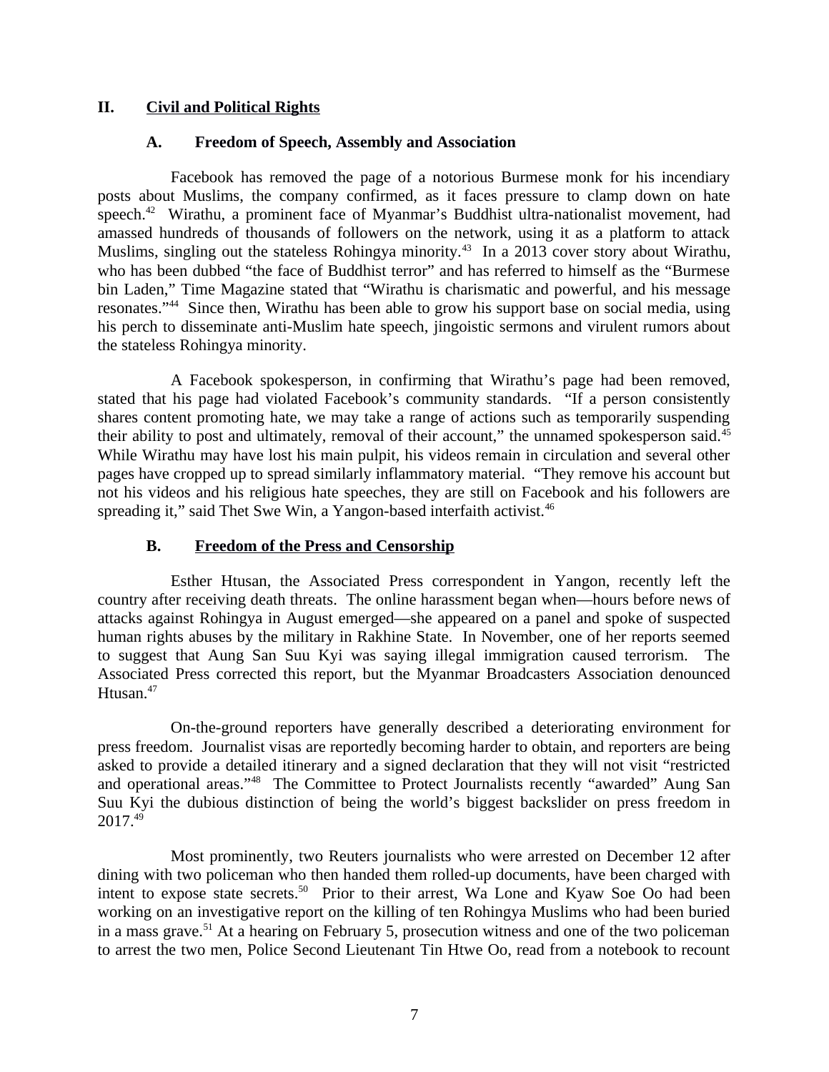## II. Civil and Political Rights

### A. Freedom of Speech, Assembly and Association

Facebook has removed the page of a notorious Burmese monk for his incendiary posts about Muslims, the company confirmed, as it faces pressure to clamp down on hate speech.[42] Wirathu, a prominent face of Myanmar's Buddhist ultra-nationalist movement, had amassed hundreds of thousands of followers on the network, using it as a platform to attack Muslims, singling out the stateless Rohingya minority.[43] In a 2013 cover story about Wirathu, who has been dubbed "the face of Buddhist terror" and has referred to himself as the "Burmese bin Laden," Time Magazine stated that "Wirathu is charismatic and powerful, and his message resonates."[44] Since then, Wirathu has been able to grow his support base on social media, using his perch to disseminate anti-Muslim hate speech, jingoistic sermons and virulent rumors about the stateless Rohingya minority.

A Facebook spokesperson, in confirming that Wirathu's page had been removed, stated that his page had violated Facebook's community standards. "If a person consistently shares content promoting hate, we may take a range of actions such as temporarily suspending their ability to post and ultimately, removal of their account," the unnamed spokesperson said.[45] While Wirathu may have lost his main pulpit, his videos remain in circulation and several other pages have cropped up to spread similarly inflammatory material. "They remove his account but not his videos and his religious hate speeches, they are still on Facebook and his followers are spreading it," said Thet Swe Win, a Yangon-based interfaith activist.[46]

### B. Freedom of the Press and Censorship

Esther Htusan, the Associated Press correspondent in Yangon, recently left the country after receiving death threats. The online harassment began when—hours before news of attacks against Rohingya in August emerged—she appeared on a panel and spoke of suspected human rights abuses by the military in Rakhine State. In November, one of her reports seemed to suggest that Aung San Suu Kyi was saying illegal immigration caused terrorism. The Associated Press corrected this report, but the Myanmar Broadcasters Association denounced Htusan.[47]

On-the-ground reporters have generally described a deteriorating environment for press freedom. Journalist visas are reportedly becoming harder to obtain, and reporters are being asked to provide a detailed itinerary and a signed declaration that they will not visit "restricted and operational areas."[48] The Committee to Protect Journalists recently "awarded" Aung San Suu Kyi the dubious distinction of being the world's biggest backslider on press freedom in 2017.[49]

Most prominently, two Reuters journalists who were arrested on December 12 after dining with two policeman who then handed them rolled-up documents, have been charged with intent to expose state secrets.[50] Prior to their arrest, Wa Lone and Kyaw Soe Oo had been working on an investigative report on the killing of ten Rohingya Muslims who had been buried in a mass grave.[51] At a hearing on February 5, prosecution witness and one of the two policeman to arrest the two men, Police Second Lieutenant Tin Htwe Oo, read from a notebook to recount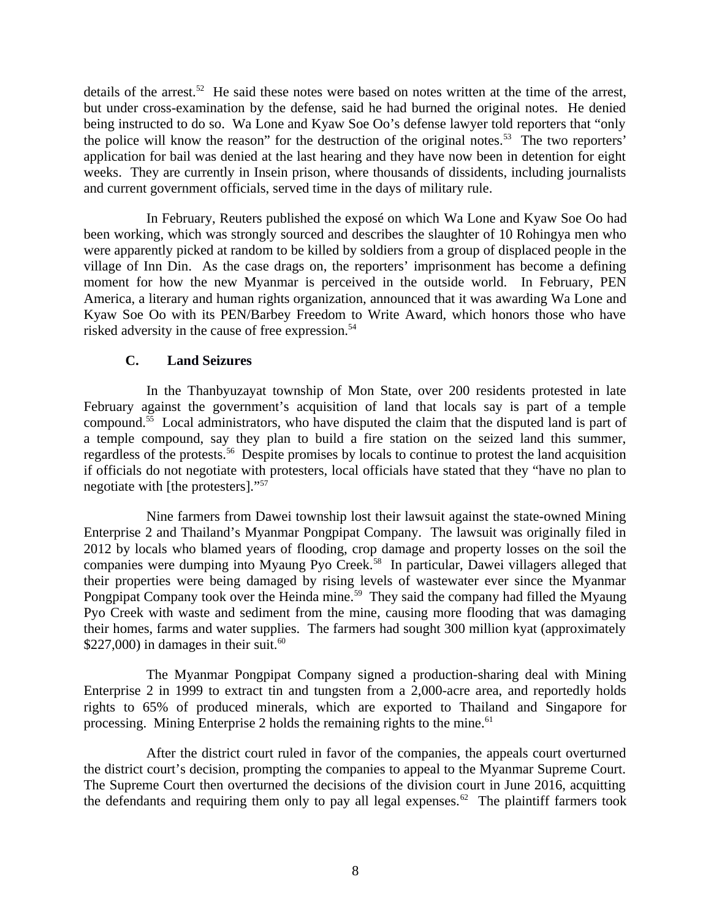details of the arrest.[52] He said these notes were based on notes written at the time of the arrest, but under cross-examination by the defense, said he had burned the original notes. He denied being instructed to do so. Wa Lone and Kyaw Soe Oo's defense lawyer told reporters that "only the police will know the reason" for the destruction of the original notes.[53] The two reporters' application for bail was denied at the last hearing and they have now been in detention for eight weeks. They are currently in Insein prison, where thousands of dissidents, including journalists and current government officials, served time in the days of military rule.

In February, Reuters published the exposé on which Wa Lone and Kyaw Soe Oo had been working, which was strongly sourced and describes the slaughter of 10 Rohingya men who were apparently picked at random to be killed by soldiers from a group of displaced people in the village of Inn Din. As the case drags on, the reporters' imprisonment has become a defining moment for how the new Myanmar is perceived in the outside world. In February, PEN America, a literary and human rights organization, announced that it was awarding Wa Lone and Kyaw Soe Oo with its PEN/Barbey Freedom to Write Award, which honors those who have risked adversity in the cause of free expression.[54]

### C. Land Seizures

In the Thanbyuzayat township of Mon State, over 200 residents protested in late February against the government's acquisition of land that locals say is part of a temple compound.[55] Local administrators, who have disputed the claim that the disputed land is part of a temple compound, say they plan to build a fire station on the seized land this summer, regardless of the protests.[56] Despite promises by locals to continue to protest the land acquisition if officials do not negotiate with protesters, local officials have stated that they "have no plan to negotiate with [the protesters]."[57]

Nine farmers from Dawei township lost their lawsuit against the state-owned Mining Enterprise 2 and Thailand's Myanmar Pongpipat Company. The lawsuit was originally filed in 2012 by locals who blamed years of flooding, crop damage and property losses on the soil the companies were dumping into Myaung Pyo Creek.[58] In particular, Dawei villagers alleged that their properties were being damaged by rising levels of wastewater ever since the Myanmar Pongpipat Company took over the Heinda mine.[59] They said the company had filled the Myaung Pyo Creek with waste and sediment from the mine, causing more flooding that was damaging their homes, farms and water supplies. The farmers had sought 300 million kyat (approximately $227,000) in damages in their suit.[60]

The Myanmar Pongpipat Company signed a production-sharing deal with Mining Enterprise 2 in 1999 to extract tin and tungsten from a 2,000-acre area, and reportedly holds rights to 65% of produced minerals, which are exported to Thailand and Singapore for processing. Mining Enterprise 2 holds the remaining rights to the mine.[61]

After the district court ruled in favor of the companies, the appeals court overturned the district court's decision, prompting the companies to appeal to the Myanmar Supreme Court. The Supreme Court then overturned the decisions of the division court in June 2016, acquitting the defendants and requiring them only to pay all legal expenses.[62] The plaintiff farmers took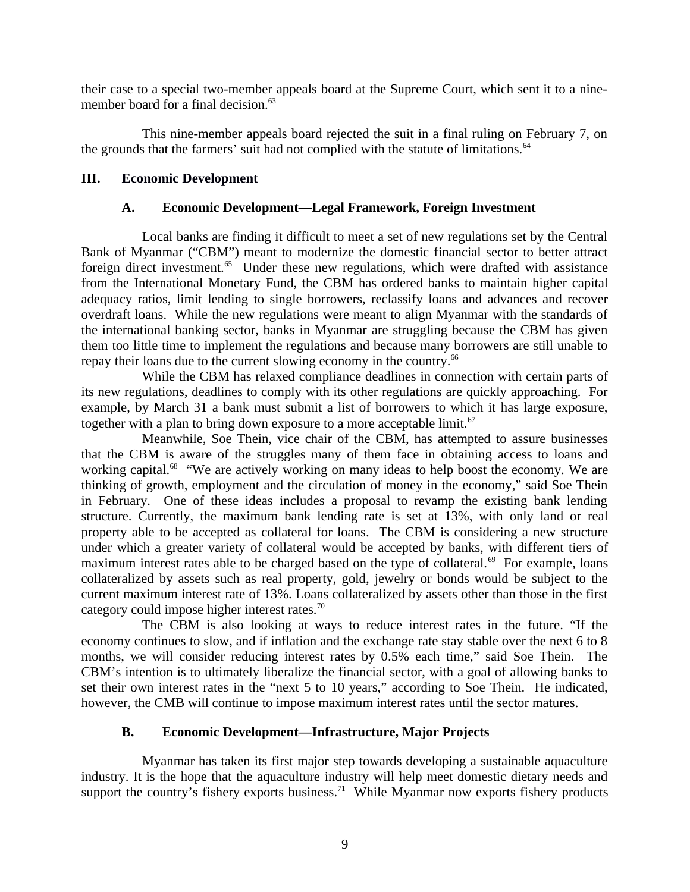their case to a special two-member appeals board at the Supreme Court, which sent it to a nine-member board for a final decision.[63]

This nine-member appeals board rejected the suit in a final ruling on February 7, on the grounds that the farmers' suit had not complied with the statute of limitations.[64]

## III. Economic Development

### A. Economic Development—Legal Framework, Foreign Investment

Local banks are finding it difficult to meet a set of new regulations set by the Central Bank of Myanmar ("CBM") meant to modernize the domestic financial sector to better attract foreign direct investment.[65] Under these new regulations, which were drafted with assistance from the International Monetary Fund, the CBM has ordered banks to maintain higher capital adequacy ratios, limit lending to single borrowers, reclassify loans and advances and recover overdraft loans. While the new regulations were meant to align Myanmar with the standards of the international banking sector, banks in Myanmar are struggling because the CBM has given them too little time to implement the regulations and because many borrowers are still unable to repay their loans due to the current slowing economy in the country.[66]

While the CBM has relaxed compliance deadlines in connection with certain parts of its new regulations, deadlines to comply with its other regulations are quickly approaching. For example, by March 31 a bank must submit a list of borrowers to which it has large exposure, together with a plan to bring down exposure to a more acceptable limit.[67]

Meanwhile, Soe Thein, vice chair of the CBM, has attempted to assure businesses that the CBM is aware of the struggles many of them face in obtaining access to loans and working capital.[68] "We are actively working on many ideas to help boost the economy. We are thinking of growth, employment and the circulation of money in the economy," said Soe Thein in February. One of these ideas includes a proposal to revamp the existing bank lending structure. Currently, the maximum bank lending rate is set at 13%, with only land or real property able to be accepted as collateral for loans. The CBM is considering a new structure under which a greater variety of collateral would be accepted by banks, with different tiers of maximum interest rates able to be charged based on the type of collateral.[69] For example, loans collateralized by assets such as real property, gold, jewelry or bonds would be subject to the current maximum interest rate of 13%. Loans collateralized by assets other than those in the first category could impose higher interest rates.[70]

The CBM is also looking at ways to reduce interest rates in the future. "If the economy continues to slow, and if inflation and the exchange rate stay stable over the next 6 to 8 months, we will consider reducing interest rates by 0.5% each time," said Soe Thein. The CBM's intention is to ultimately liberalize the financial sector, with a goal of allowing banks to set their own interest rates in the "next 5 to 10 years," according to Soe Thein. He indicated, however, the CMB will continue to impose maximum interest rates until the sector matures.

### B. Economic Development—Infrastructure, Major Projects

Myanmar has taken its first major step towards developing a sustainable aquaculture industry. It is the hope that the aquaculture industry will help meet domestic dietary needs and support the country's fishery exports business.[71] While Myanmar now exports fishery products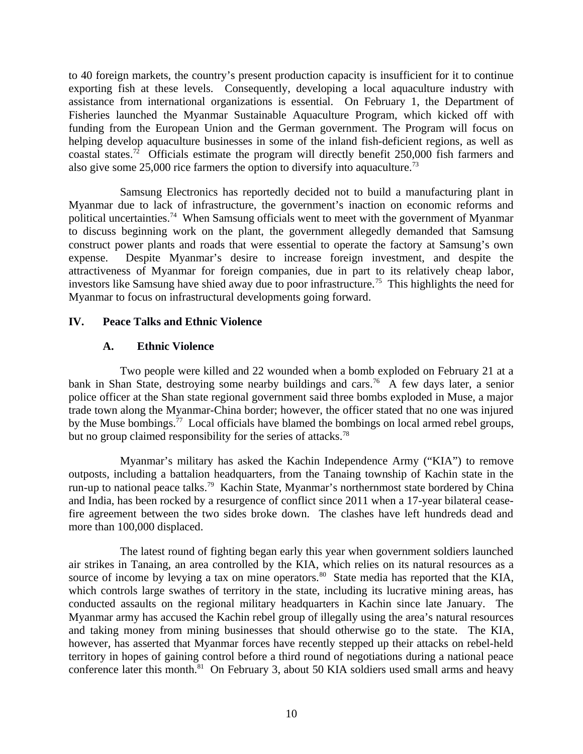to 40 foreign markets, the country's present production capacity is insufficient for it to continue exporting fish at these levels. Consequently, developing a local aquaculture industry with assistance from international organizations is essential. On February 1, the Department of Fisheries launched the Myanmar Sustainable Aquaculture Program, which kicked off with funding from the European Union and the German government. The Program will focus on helping develop aquaculture businesses in some of the inland fish-deficient regions, as well as coastal states.[72] Officials estimate the program will directly benefit 250,000 fish farmers and also give some 25,000 rice farmers the option to diversify into aquaculture.[73]

Samsung Electronics has reportedly decided not to build a manufacturing plant in Myanmar due to lack of infrastructure, the government's inaction on economic reforms and political uncertainties.[74] When Samsung officials went to meet with the government of Myanmar to discuss beginning work on the plant, the government allegedly demanded that Samsung construct power plants and roads that were essential to operate the factory at Samsung's own expense. Despite Myanmar's desire to increase foreign investment, and despite the attractiveness of Myanmar for foreign companies, due in part to its relatively cheap labor, investors like Samsung have shied away due to poor infrastructure.[75] This highlights the need for Myanmar to focus on infrastructural developments going forward.

## IV. Peace Talks and Ethnic Violence

### A. Ethnic Violence

Two people were killed and 22 wounded when a bomb exploded on February 21 at a bank in Shan State, destroying some nearby buildings and cars.[76] A few days later, a senior police officer at the Shan state regional government said three bombs exploded in Muse, a major trade town along the Myanmar-China border; however, the officer stated that no one was injured by the Muse bombings.[77] Local officials have blamed the bombings on local armed rebel groups, but no group claimed responsibility for the series of attacks.[78]

Myanmar's military has asked the Kachin Independence Army ("KIA") to remove outposts, including a battalion headquarters, from the Tanaing township of Kachin state in the run-up to national peace talks.[79] Kachin State, Myanmar's northernmost state bordered by China and India, has been rocked by a resurgence of conflict since 2011 when a 17-year bilateral cease-fire agreement between the two sides broke down. The clashes have left hundreds dead and more than 100,000 displaced.

The latest round of fighting began early this year when government soldiers launched air strikes in Tanaing, an area controlled by the KIA, which relies on its natural resources as a source of income by levying a tax on mine operators.[80] State media has reported that the KIA, which controls large swathes of territory in the state, including its lucrative mining areas, has conducted assaults on the regional military headquarters in Kachin since late January. The Myanmar army has accused the Kachin rebel group of illegally using the area's natural resources and taking money from mining businesses that should otherwise go to the state. The KIA, however, has asserted that Myanmar forces have recently stepped up their attacks on rebel-held territory in hopes of gaining control before a third round of negotiations during a national peace conference later this month.[81] On February 3, about 50 KIA soldiers used small arms and heavy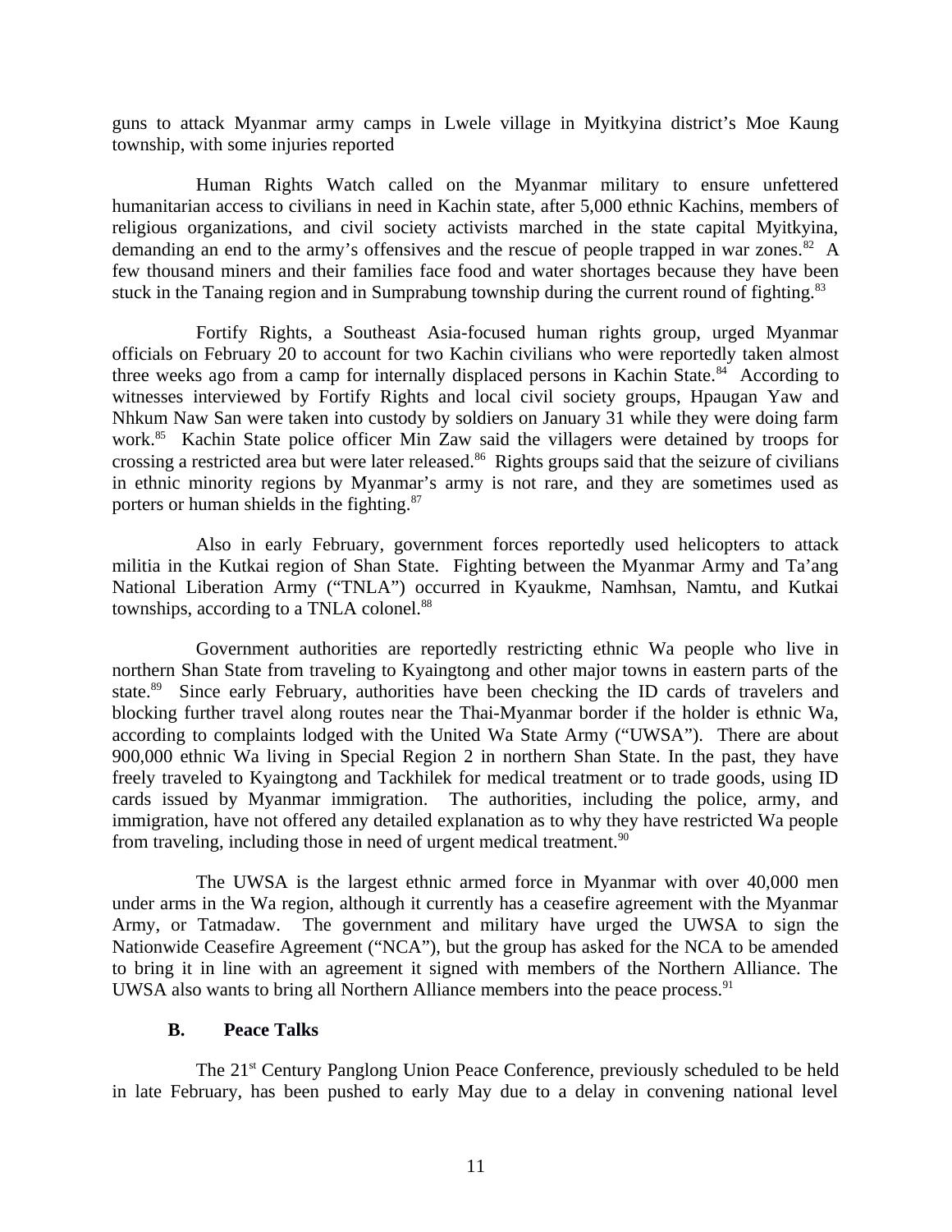guns to attack Myanmar army camps in Lwele village in Myitkyina district's Moe Kaung township, with some injuries reported

Human Rights Watch called on the Myanmar military to ensure unfettered humanitarian access to civilians in need in Kachin state, after 5,000 ethnic Kachins, members of religious organizations, and civil society activists marched in the state capital Myitkyina, demanding an end to the army's offensives and the rescue of people trapped in war zones.[82] A few thousand miners and their families face food and water shortages because they have been stuck in the Tanaing region and in Sumprabung township during the current round of fighting.[83]

Fortify Rights, a Southeast Asia-focused human rights group, urged Myanmar officials on February 20 to account for two Kachin civilians who were reportedly taken almost three weeks ago from a camp for internally displaced persons in Kachin State.[84] According to witnesses interviewed by Fortify Rights and local civil society groups, Hpaugan Yaw and Nhkum Naw San were taken into custody by soldiers on January 31 while they were doing farm work.[85] Kachin State police officer Min Zaw said the villagers were detained by troops for crossing a restricted area but were later released.[86] Rights groups said that the seizure of civilians in ethnic minority regions by Myanmar's army is not rare, and they are sometimes used as porters or human shields in the fighting.[87]

Also in early February, government forces reportedly used helicopters to attack militia in the Kutkai region of Shan State. Fighting between the Myanmar Army and Ta'ang National Liberation Army ("TNLA") occurred in Kyaukme, Namhsan, Namtu, and Kutkai townships, according to a TNLA colonel.[88]

Government authorities are reportedly restricting ethnic Wa people who live in northern Shan State from traveling to Kyaingtong and other major towns in eastern parts of the state.[89] Since early February, authorities have been checking the ID cards of travelers and blocking further travel along routes near the Thai-Myanmar border if the holder is ethnic Wa, according to complaints lodged with the United Wa State Army ("UWSA"). There are about 900,000 ethnic Wa living in Special Region 2 in northern Shan State. In the past, they have freely traveled to Kyaingtong and Tackhilek for medical treatment or to trade goods, using ID cards issued by Myanmar immigration. The authorities, including the police, army, and immigration, have not offered any detailed explanation as to why they have restricted Wa people from traveling, including those in need of urgent medical treatment.[90]

The UWSA is the largest ethnic armed force in Myanmar with over 40,000 men under arms in the Wa region, although it currently has a ceasefire agreement with the Myanmar Army, or Tatmadaw. The government and military have urged the UWSA to sign the Nationwide Ceasefire Agreement ("NCA"), but the group has asked for the NCA to be amended to bring it in line with an agreement it signed with members of the Northern Alliance. The UWSA also wants to bring all Northern Alliance members into the peace process.[91]

## B. Peace Talks

The 21st Century Panglong Union Peace Conference, previously scheduled to be held in late February, has been pushed to early May due to a delay in convening national level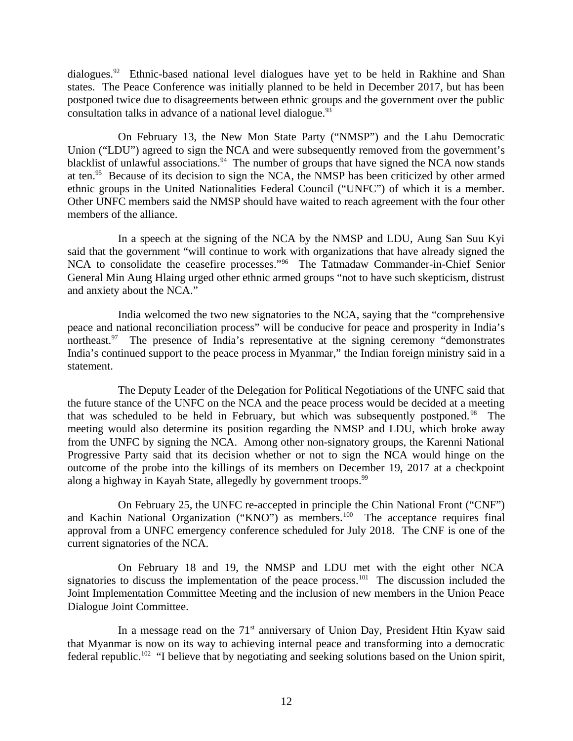dialogues.[92] Ethnic-based national level dialogues have yet to be held in Rakhine and Shan states. The Peace Conference was initially planned to be held in December 2017, but has been postponed twice due to disagreements between ethnic groups and the government over the public consultation talks in advance of a national level dialogue.[93]

On February 13, the New Mon State Party ("NMSP") and the Lahu Democratic Union ("LDU") agreed to sign the NCA and were subsequently removed from the government's blacklist of unlawful associations.[94] The number of groups that have signed the NCA now stands at ten.[95] Because of its decision to sign the NCA, the NMSP has been criticized by other armed ethnic groups in the United Nationalities Federal Council ("UNFC") of which it is a member. Other UNFC members said the NMSP should have waited to reach agreement with the four other members of the alliance.

In a speech at the signing of the NCA by the NMSP and LDU, Aung San Suu Kyi said that the government "will continue to work with organizations that have already signed the NCA to consolidate the ceasefire processes."[96] The Tatmadaw Commander-in-Chief Senior General Min Aung Hlaing urged other ethnic armed groups "not to have such skepticism, distrust and anxiety about the NCA."

India welcomed the two new signatories to the NCA, saying that the "comprehensive peace and national reconciliation process" will be conducive for peace and prosperity in India's northeast.[97] The presence of India's representative at the signing ceremony "demonstrates India's continued support to the peace process in Myanmar," the Indian foreign ministry said in a statement.

The Deputy Leader of the Delegation for Political Negotiations of the UNFC said that the future stance of the UNFC on the NCA and the peace process would be decided at a meeting that was scheduled to be held in February, but which was subsequently postponed.[98] The meeting would also determine its position regarding the NMSP and LDU, which broke away from the UNFC by signing the NCA. Among other non-signatory groups, the Karenni National Progressive Party said that its decision whether or not to sign the NCA would hinge on the outcome of the probe into the killings of its members on December 19, 2017 at a checkpoint along a highway in Kayah State, allegedly by government troops.[99]

On February 25, the UNFC re-accepted in principle the Chin National Front ("CNF") and Kachin National Organization ("KNO") as members.[100] The acceptance requires final approval from a UNFC emergency conference scheduled for July 2018. The CNF is one of the current signatories of the NCA.

On February 18 and 19, the NMSP and LDU met with the eight other NCA signatories to discuss the implementation of the peace process.[101] The discussion included the Joint Implementation Committee Meeting and the inclusion of new members in the Union Peace Dialogue Joint Committee.

In a message read on the 71st anniversary of Union Day, President Htin Kyaw said that Myanmar is now on its way to achieving internal peace and transforming into a democratic federal republic.[102] "I believe that by negotiating and seeking solutions based on the Union spirit,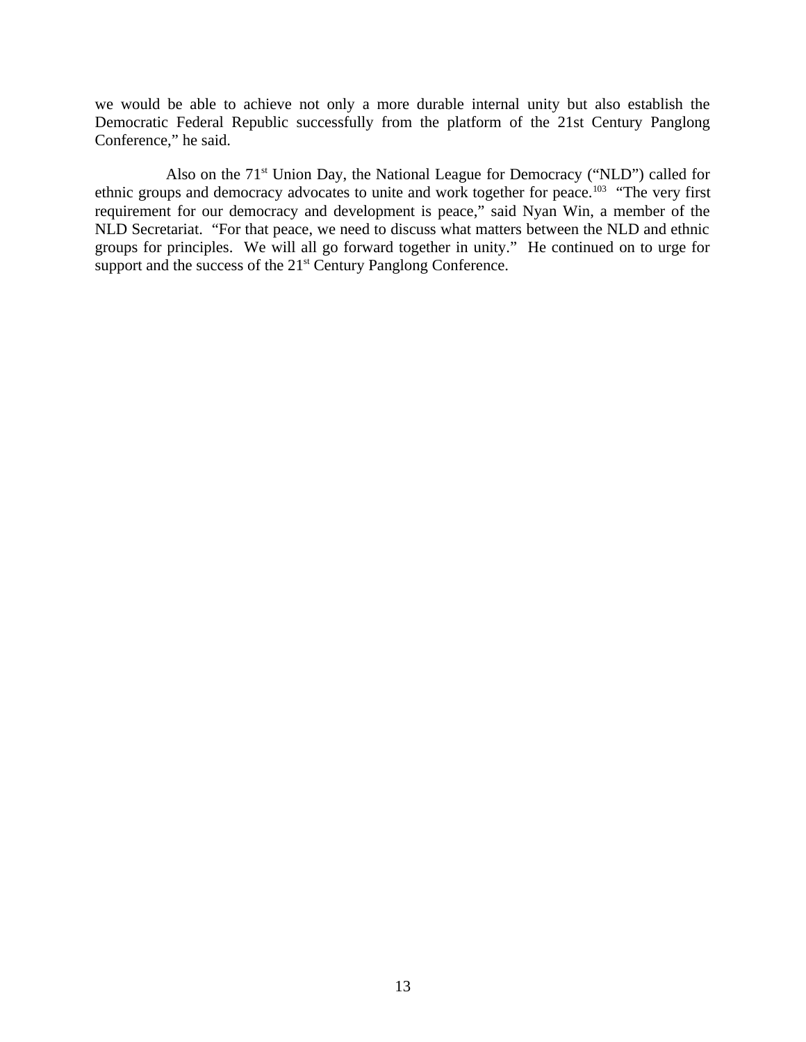we would be able to achieve not only a more durable internal unity but also establish the Democratic Federal Republic successfully from the platform of the 21st Century Panglong Conference," he said.

Also on the 71st Union Day, the National League for Democracy ("NLD") called for ethnic groups and democracy advocates to unite and work together for peace.[103] "The very first requirement for our democracy and development is peace," said Nyan Win, a member of the NLD Secretariat. "For that peace, we need to discuss what matters between the NLD and ethnic groups for principles. We will all go forward together in unity." He continued on to urge for support and the success of the 21st Century Panglong Conference.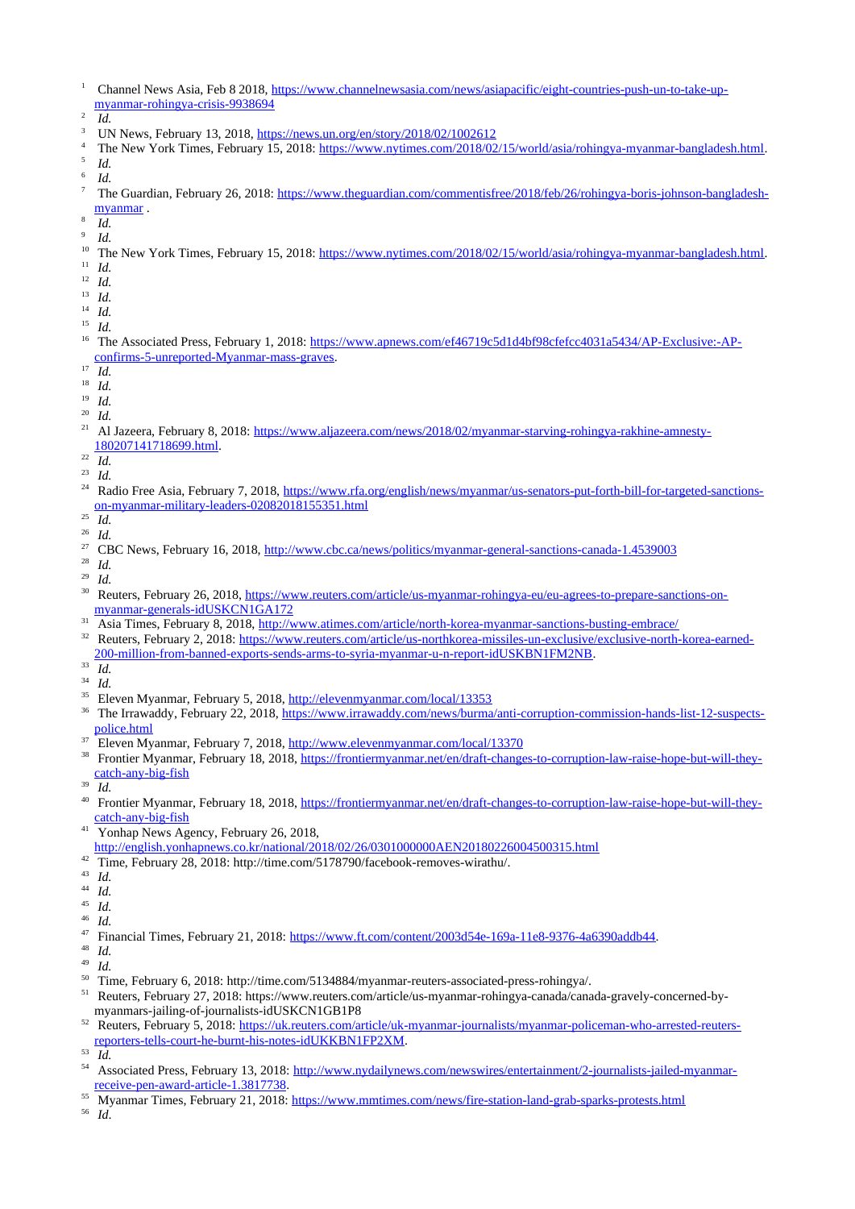[1] Channel News Asia, Feb 8 2018, https://www.channelnewsasia.com/news/asiapacific/eight-countries-push-un-to-take-up-myanmar-rohingya-crisis-9938694

[2] *Id.*

[3] UN News, February 13, 2018, https://news.un.org/en/story/2018/02/1002612

[4] The New York Times, February 15, 2018: https://www.nytimes.com/2018/02/15/world/asia/rohingya-myanmar-bangladesh.html.

[5] *Id.*

[6] *Id.*

[7] The Guardian, February 26, 2018: https://www.theguardian.com/commentisfree/2018/feb/26/rohingya-boris-johnson-bangladesh-myanmar .

[8] *Id.*

[9] *Id.*

[10] The New York Times, February 15, 2018: https://www.nytimes.com/2018/02/15/world/asia/rohingya-myanmar-bangladesh.html.

[11] *Id.*

[12] *Id.*

[13] *Id.*

[14] *Id.*

[15] *Id.*

[16] The Associated Press, February 1, 2018: https://www.apnews.com/ef46719c5d1d4bf98cfefcc4031a5434/AP-Exclusive:-AP-confirms-5-unreported-Myanmar-mass-graves.

[17] *Id.*

[18] *Id.*

[19] *Id.*

[20] *Id.*

[21] Al Jazeera, February 8, 2018: https://www.aljazeera.com/news/2018/02/myanmar-starving-rohingya-rakhine-amnesty-180207141718699.html.

[22] *Id.*

[23] *Id.*

[24] Radio Free Asia, February 7, 2018, https://www.rfa.org/english/news/myanmar/us-senators-put-forth-bill-for-targeted-sanctions-on-myanmar-military-leaders-02082018155351.html

[25] *Id.*

[26] *Id.*

[27] CBC News, February 16, 2018, http://www.cbc.ca/news/politics/myanmar-general-sanctions-canada-1.4539003

[28] *Id.*

[29] *Id.*

[30] Reuters, February 26, 2018, https://www.reuters.com/article/us-myanmar-rohingya-eu/eu-agrees-to-prepare-sanctions-on-myanmar-generals-idUSKCN1GA172

[31] Asia Times, February 8, 2018, http://www.atimes.com/article/north-korea-myanmar-sanctions-busting-embrace/

[32] Reuters, February 2, 2018: https://www.reuters.com/article/us-northkorea-missiles-un-exclusive/exclusive-north-korea-earned-200-million-from-banned-exports-sends-arms-to-syria-myanmar-u-n-report-idUSKBN1FM2NB.

[33] *Id.*

[34] *Id.*

[35] Eleven Myanmar, February 5, 2018, http://elevenmyanmar.com/local/13353

[36] The Irrawaddy, February 22, 2018, https://www.irrawaddy.com/news/burma/anti-corruption-commission-hands-list-12-suspects-police.html

[37] Eleven Myanmar, February 7, 2018, http://www.elevenmyanmar.com/local/13370

[38] Frontier Myanmar, February 18, 2018, https://frontiermyanmar.net/en/draft-changes-to-corruption-law-raise-hope-but-will-they-catch-any-big-fish

[39] *Id.*

[40] Frontier Myanmar, February 18, 2018, https://frontiermyanmar.net/en/draft-changes-to-corruption-law-raise-hope-but-will-they-catch-any-big-fish

[41] Yonhap News Agency, February 26, 2018, http://english.yonhapnews.co.kr/national/2018/02/26/0301000000AEN20180226004500315.html

[42] Time, February 28, 2018: http://time.com/5178790/facebook-removes-wirathu/.

[43] *Id.*

[44] *Id.*

[45] *Id.*

[46] *Id.*

[47] Financial Times, February 21, 2018: https://www.ft.com/content/2003d54e-169a-11e8-9376-4a6390addb44.

[48] *Id.*

[49] *Id.*

[50] Time, February 6, 2018: http://time.com/5134884/myanmar-reuters-associated-press-rohingya/.

[51] Reuters, February 27, 2018: https://www.reuters.com/article/us-myanmar-rohingya-canada/canada-gravely-concerned-by-myanmars-jailing-of-journalists-idUSKCN1GB1P8

[52] Reuters, February 5, 2018: https://uk.reuters.com/article/uk-myanmar-journalists/myanmar-policeman-who-arrested-reuters-reporters-tells-court-he-burnt-his-notes-idUKKBN1FP2XM.

[53] *Id.*

[54] Associated Press, February 13, 2018: http://www.nydailynews.com/newswires/entertainment/2-journalists-jailed-myanmar-receive-pen-award-article-1.3817738.

[55] Myanmar Times, February 21, 2018: https://www.mmtimes.com/news/fire-station-land-grab-sparks-protests.html

[56] *Id*.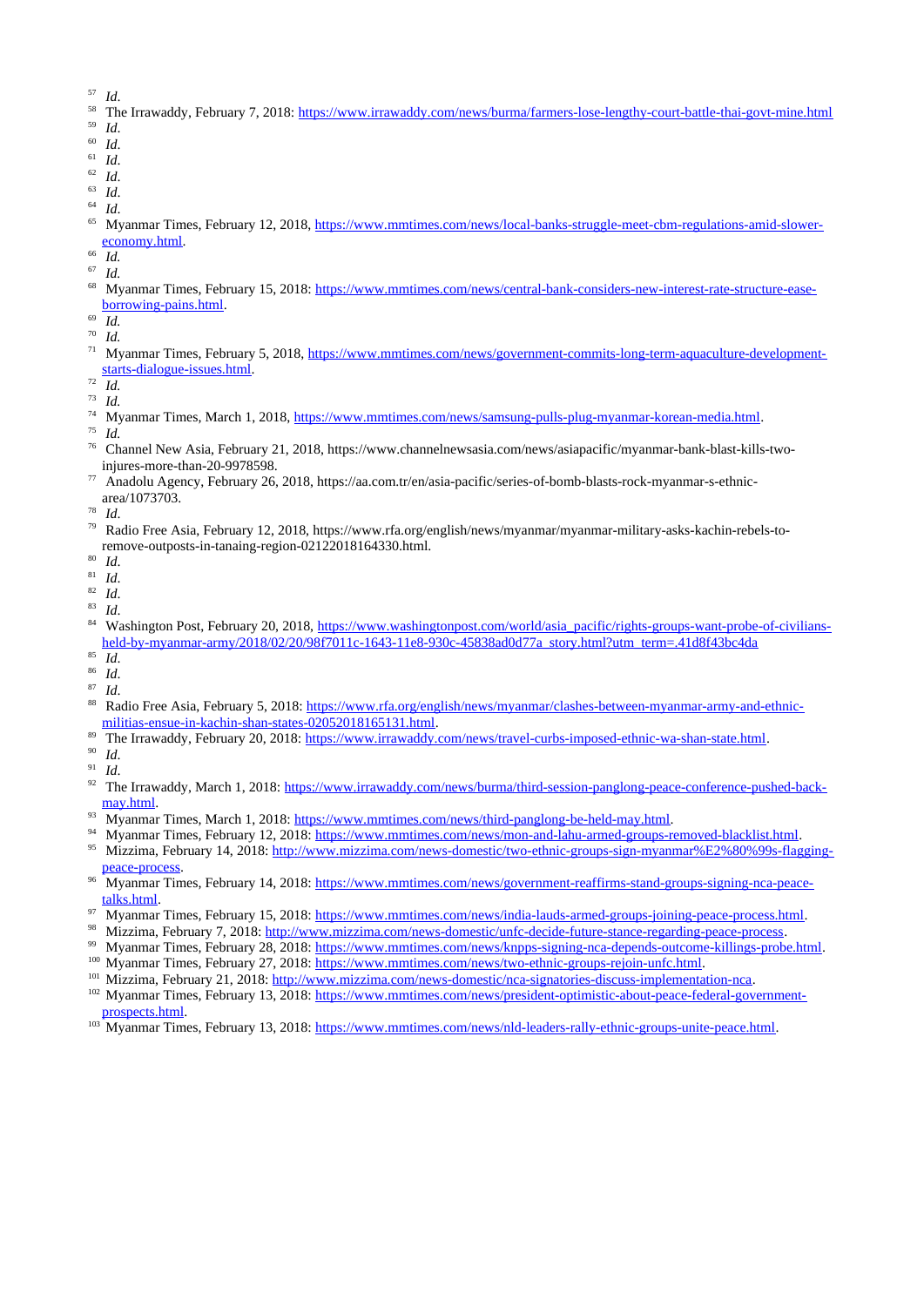[57] *Id*.

[58] The Irrawaddy, February 7, 2018: https://www.irrawaddy.com/news/burma/farmers-lose-lengthy-court-battle-thai-govt-mine.html

[59] *Id*.

[60] *Id*.

[61] *Id*.

[62] *Id*.

[63] *Id*.

[64] *Id*.

[65] Myanmar Times, February 12, 2018, https://www.mmtimes.com/news/local-banks-struggle-meet-cbm-regulations-amid-slower-economy.html.

[66] *Id*.

[67] *Id*.

[68] Myanmar Times, February 15, 2018: https://www.mmtimes.com/news/central-bank-considers-new-interest-rate-structure-ease-borrowing-pains.html.

[69] *Id*.

[70] *Id*.

[71] Myanmar Times, February 5, 2018, https://www.mmtimes.com/news/government-commits-long-term-aquaculture-development-starts-dialogue-issues.html.

[72] *Id*.

[73] *Id*.

[74] Myanmar Times, March 1, 2018, https://www.mmtimes.com/news/samsung-pulls-plug-myanmar-korean-media.html.

[75] *Id*.

[76] Channel New Asia, February 21, 2018, https://www.channelnewsasia.com/news/asiapacific/myanmar-bank-blast-kills-two-injures-more-than-20-9978598.

[77] Anadolu Agency, February 26, 2018, https://aa.com.tr/en/asia-pacific/series-of-bomb-blasts-rock-myanmar-s-ethnic-area/1073703.

[78] *Id*.

[79] Radio Free Asia, February 12, 2018, https://www.rfa.org/english/news/myanmar/myanmar-military-asks-kachin-rebels-to-remove-outposts-in-tanaing-region-02122018164330.html.

[80] *Id*.

[81] *Id*.

[82] *Id*.

[83] *Id*.

[84] Washington Post, February 20, 2018, https://www.washingtonpost.com/world/asia_pacific/rights-groups-want-probe-of-civilians-held-by-myanmar-army/2018/02/20/98f7011c-1643-11e8-930c-45838ad0d77a_story.html?utm_term=.41d8f43bc4da

[85] *Id*.

[86] *Id*.

[87] *Id*.

[88] Radio Free Asia, February 5, 2018: https://www.rfa.org/english/news/myanmar/clashes-between-myanmar-army-and-ethnic-militias-ensue-in-kachin-shan-states-02052018165131.html.

[89] The Irrawaddy, February 20, 2018: https://www.irrawaddy.com/news/travel-curbs-imposed-ethnic-wa-shan-state.html.

[90] *Id*.

[91] *Id*.

[92] The Irrawaddy, March 1, 2018: https://www.irrawaddy.com/news/burma/third-session-panglong-peace-conference-pushed-back-may.html.

[93] Myanmar Times, March 1, 2018: https://www.mmtimes.com/news/third-panglong-be-held-may.html.

[94] Myanmar Times, February 12, 2018: https://www.mmtimes.com/news/mon-and-lahu-armed-groups-removed-blacklist.html.

[95] Mizzima, February 14, 2018: http://www.mizzima.com/news-domestic/two-ethnic-groups-sign-myanmar%E2%80%99s-flagging-peace-process.

[96] Myanmar Times, February 14, 2018: https://www.mmtimes.com/news/government-reaffirms-stand-groups-signing-nca-peace-talks.html.

[97] Myanmar Times, February 15, 2018: https://www.mmtimes.com/news/india-lauds-armed-groups-joining-peace-process.html.

[98] Mizzima, February 7, 2018: http://www.mizzima.com/news-domestic/unfc-decide-future-stance-regarding-peace-process.

[99] Myanmar Times, February 28, 2018: https://www.mmtimes.com/news/knpps-signing-nca-depends-outcome-killings-probe.html.

[100] Myanmar Times, February 27, 2018: https://www.mmtimes.com/news/two-ethnic-groups-rejoin-unfc.html.

[101] Mizzima, February 21, 2018: http://www.mizzima.com/news-domestic/nca-signatories-discuss-implementation-nca.

[102] Myanmar Times, February 13, 2018: https://www.mmtimes.com/news/president-optimistic-about-peace-federal-government-prospects.html.

[103] Myanmar Times, February 13, 2018: https://www.mmtimes.com/news/nld-leaders-rally-ethnic-groups-unite-peace.html.